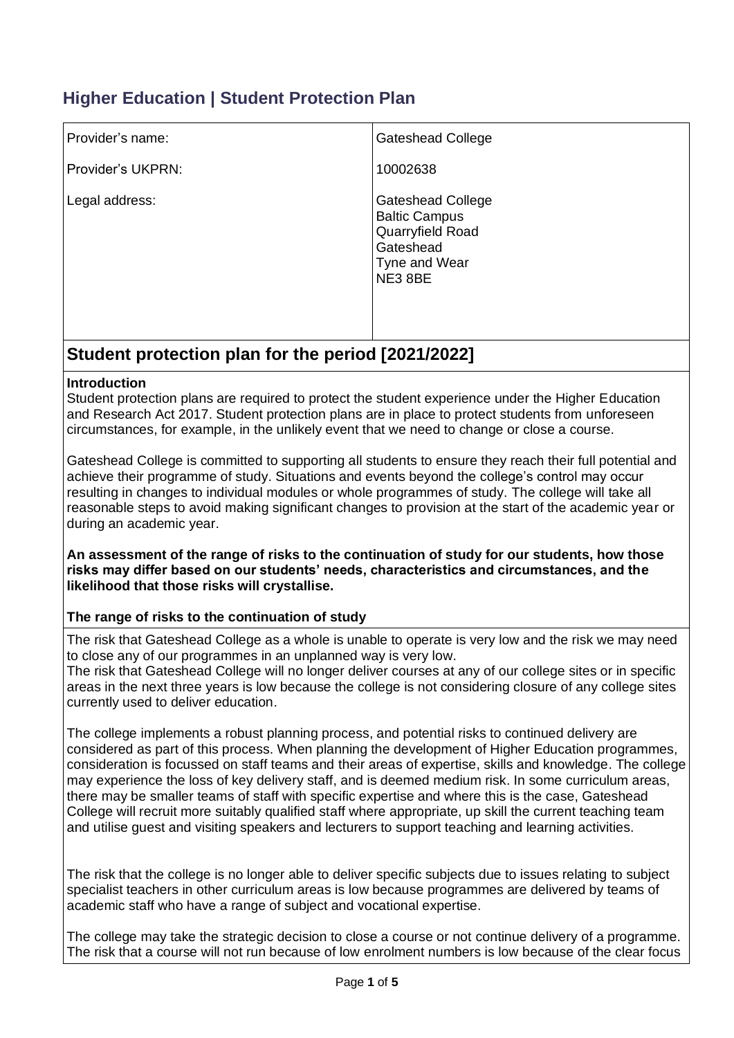# Higher Education | Student Protection Plan

| | |
|---|---|
| Provider's name: | Gateshead College |
| Provider's UKPRN: | 10002638 |
| Legal address: | Gateshead College<br>Baltic Campus<br>Quarryfield Road<br>Gateshead<br>Tyne and Wear<br>NE3 8BE |

## Student protection plan for the period [2021/2022]

**Introduction**

Student protection plans are required to protect the student experience under the Higher Education and Research Act 2017. Student protection plans are in place to protect students from unforeseen circumstances, for example, in the unlikely event that we need to change or close a course.

Gateshead College is committed to supporting all students to ensure they reach their full potential and achieve their programme of study. Situations and events beyond the college's control may occur resulting in changes to individual modules or whole programmes of study. The college will take all reasonable steps to avoid making significant changes to provision at the start of the academic year or during an academic year.

**An assessment of the range of risks to the continuation of study for our students, how those risks may differ based on our students' needs, characteristics and circumstances, and the likelihood that those risks will crystallise.**

**The range of risks to the continuation of study**

The risk that Gateshead College as a whole is unable to operate is very low and the risk we may need to close any of our programmes in an unplanned way is very low.
The risk that Gateshead College will no longer deliver courses at any of our college sites or in specific areas in the next three years is low because the college is not considering closure of any college sites currently used to deliver education.

The college implements a robust planning process, and potential risks to continued delivery are considered as part of this process. When planning the development of Higher Education programmes, consideration is focussed on staff teams and their areas of expertise, skills and knowledge. The college may experience the loss of key delivery staff, and is deemed medium risk. In some curriculum areas, there may be smaller teams of staff with specific expertise and where this is the case, Gateshead College will recruit more suitably qualified staff where appropriate, up skill the current teaching team and utilise guest and visiting speakers and lecturers to support teaching and learning activities.

The risk that the college is no longer able to deliver specific subjects due to issues relating to subject specialist teachers in other curriculum areas is low because programmes are delivered by teams of academic staff who have a range of subject and vocational expertise.

The college may take the strategic decision to close a course or not continue delivery of a programme. The risk that a course will not run because of low enrolment numbers is low because of the clear focus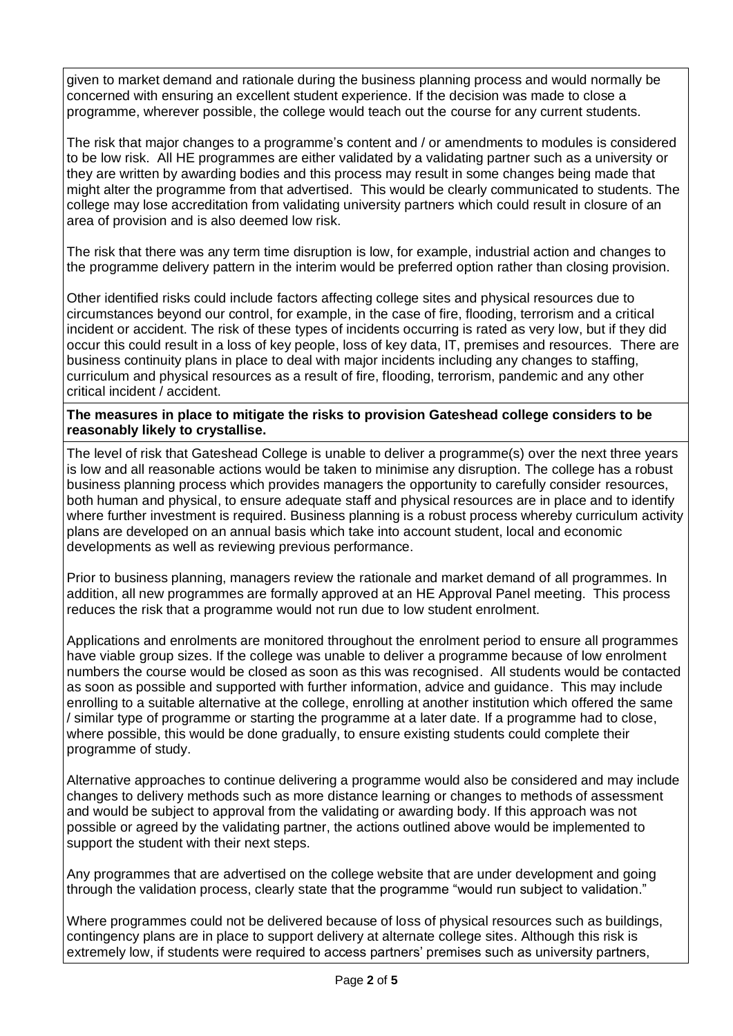given to market demand and rationale during the business planning process and would normally be concerned with ensuring an excellent student experience. If the decision was made to close a programme, wherever possible, the college would teach out the course for any current students.

The risk that major changes to a programme's content and / or amendments to modules is considered to be low risk. All HE programmes are either validated by a validating partner such as a university or they are written by awarding bodies and this process may result in some changes being made that might alter the programme from that advertised. This would be clearly communicated to students. The college may lose accreditation from validating university partners which could result in closure of an area of provision and is also deemed low risk.

The risk that there was any term time disruption is low, for example, industrial action and changes to the programme delivery pattern in the interim would be preferred option rather than closing provision.

Other identified risks could include factors affecting college sites and physical resources due to circumstances beyond our control, for example, in the case of fire, flooding, terrorism and a critical incident or accident. The risk of these types of incidents occurring is rated as very low, but if they did occur this could result in a loss of key people, loss of key data, IT, premises and resources. There are business continuity plans in place to deal with major incidents including any changes to staffing, curriculum and physical resources as a result of fire, flooding, terrorism, pandemic and any other critical incident / accident.

**The measures in place to mitigate the risks to provision Gateshead college considers to be reasonably likely to crystallise.**

The level of risk that Gateshead College is unable to deliver a programme(s) over the next three years is low and all reasonable actions would be taken to minimise any disruption. The college has a robust business planning process which provides managers the opportunity to carefully consider resources, both human and physical, to ensure adequate staff and physical resources are in place and to identify where further investment is required. Business planning is a robust process whereby curriculum activity plans are developed on an annual basis which take into account student, local and economic developments as well as reviewing previous performance.

Prior to business planning, managers review the rationale and market demand of all programmes. In addition, all new programmes are formally approved at an HE Approval Panel meeting. This process reduces the risk that a programme would not run due to low student enrolment.

Applications and enrolments are monitored throughout the enrolment period to ensure all programmes have viable group sizes. If the college was unable to deliver a programme because of low enrolment numbers the course would be closed as soon as this was recognised. All students would be contacted as soon as possible and supported with further information, advice and guidance. This may include enrolling to a suitable alternative at the college, enrolling at another institution which offered the same / similar type of programme or starting the programme at a later date. If a programme had to close, where possible, this would be done gradually, to ensure existing students could complete their programme of study.

Alternative approaches to continue delivering a programme would also be considered and may include changes to delivery methods such as more distance learning or changes to methods of assessment and would be subject to approval from the validating or awarding body. If this approach was not possible or agreed by the validating partner, the actions outlined above would be implemented to support the student with their next steps.

Any programmes that are advertised on the college website that are under development and going through the validation process, clearly state that the programme "would run subject to validation."

Where programmes could not be delivered because of loss of physical resources such as buildings, contingency plans are in place to support delivery at alternate college sites. Although this risk is extremely low, if students were required to access partners' premises such as university partners,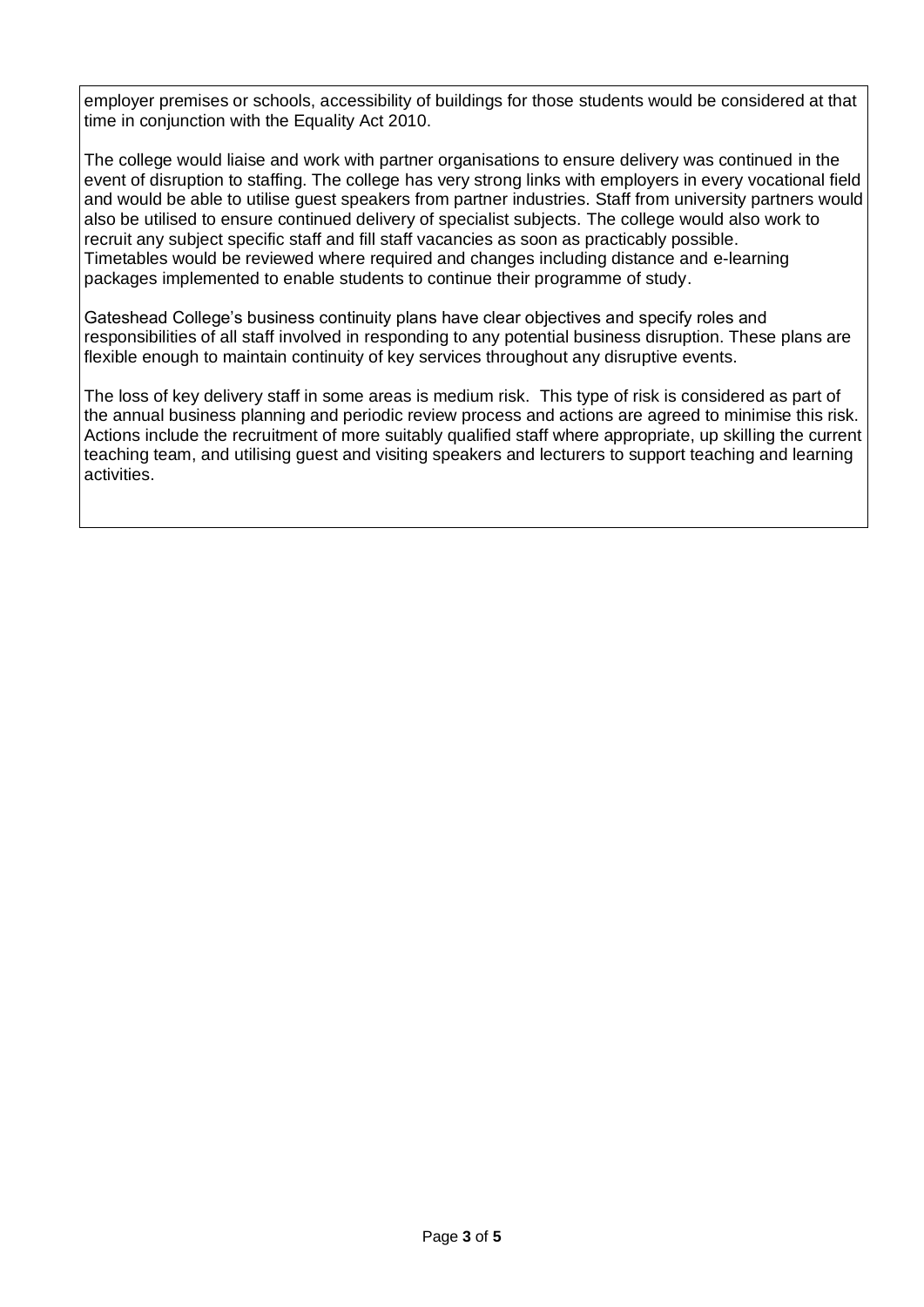employer premises or schools, accessibility of buildings for those students would be considered at that time in conjunction with the Equality Act 2010.

The college would liaise and work with partner organisations to ensure delivery was continued in the event of disruption to staffing. The college has very strong links with employers in every vocational field and would be able to utilise guest speakers from partner industries. Staff from university partners would also be utilised to ensure continued delivery of specialist subjects. The college would also work to recruit any subject specific staff and fill staff vacancies as soon as practicably possible.
Timetables would be reviewed where required and changes including distance and e-learning packages implemented to enable students to continue their programme of study.

Gateshead College's business continuity plans have clear objectives and specify roles and responsibilities of all staff involved in responding to any potential business disruption. These plans are flexible enough to maintain continuity of key services throughout any disruptive events.

The loss of key delivery staff in some areas is medium risk. This type of risk is considered as part of the annual business planning and periodic review process and actions are agreed to minimise this risk. Actions include the recruitment of more suitably qualified staff where appropriate, up skilling the current teaching team, and utilising guest and visiting speakers and lecturers to support teaching and learning activities.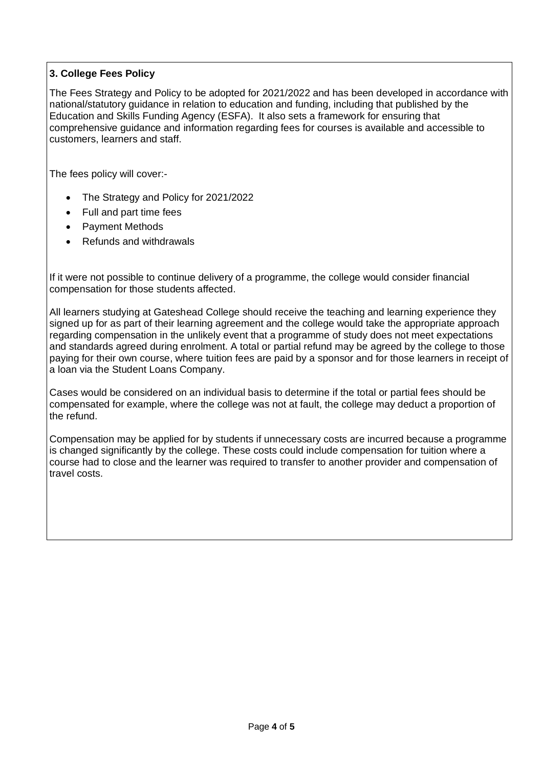### 3. College Fees Policy

The Fees Strategy and Policy to be adopted for 2021/2022 and has been developed in accordance with national/statutory guidance in relation to education and funding, including that published by the Education and Skills Funding Agency (ESFA). It also sets a framework for ensuring that comprehensive guidance and information regarding fees for courses is available and accessible to customers, learners and staff.

The fees policy will cover:-

- The Strategy and Policy for 2021/2022
- Full and part time fees
- Payment Methods
- Refunds and withdrawals

If it were not possible to continue delivery of a programme, the college would consider financial compensation for those students affected.

All learners studying at Gateshead College should receive the teaching and learning experience they signed up for as part of their learning agreement and the college would take the appropriate approach regarding compensation in the unlikely event that a programme of study does not meet expectations and standards agreed during enrolment. A total or partial refund may be agreed by the college to those paying for their own course, where tuition fees are paid by a sponsor and for those learners in receipt of a loan via the Student Loans Company.

Cases would be considered on an individual basis to determine if the total or partial fees should be compensated for example, where the college was not at fault, the college may deduct a proportion of the refund.

Compensation may be applied for by students if unnecessary costs are incurred because a programme is changed significantly by the college. These costs could include compensation for tuition where a course had to close and the learner was required to transfer to another provider and compensation of travel costs.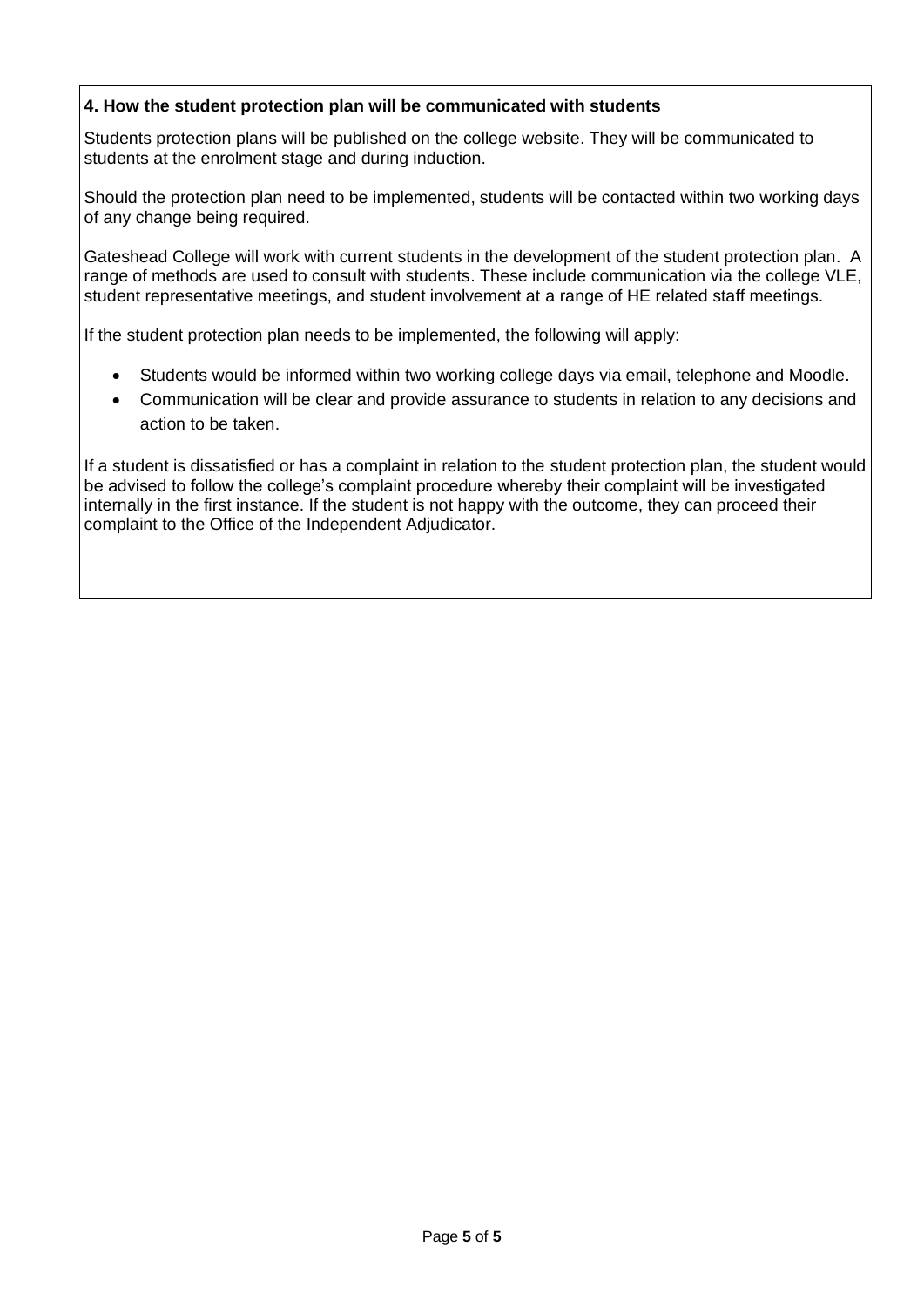**4. How the student protection plan will be communicated with students**

Students protection plans will be published on the college website. They will be communicated to students at the enrolment stage and during induction.

Should the protection plan need to be implemented, students will be contacted within two working days of any change being required.

Gateshead College will work with current students in the development of the student protection plan. A range of methods are used to consult with students. These include communication via the college VLE, student representative meetings, and student involvement at a range of HE related staff meetings.

If the student protection plan needs to be implemented, the following will apply:

- Students would be informed within two working college days via email, telephone and Moodle.
- Communication will be clear and provide assurance to students in relation to any decisions and action to be taken.

If a student is dissatisfied or has a complaint in relation to the student protection plan, the student would be advised to follow the college's complaint procedure whereby their complaint will be investigated internally in the first instance. If the student is not happy with the outcome, they can proceed their complaint to the Office of the Independent Adjudicator.